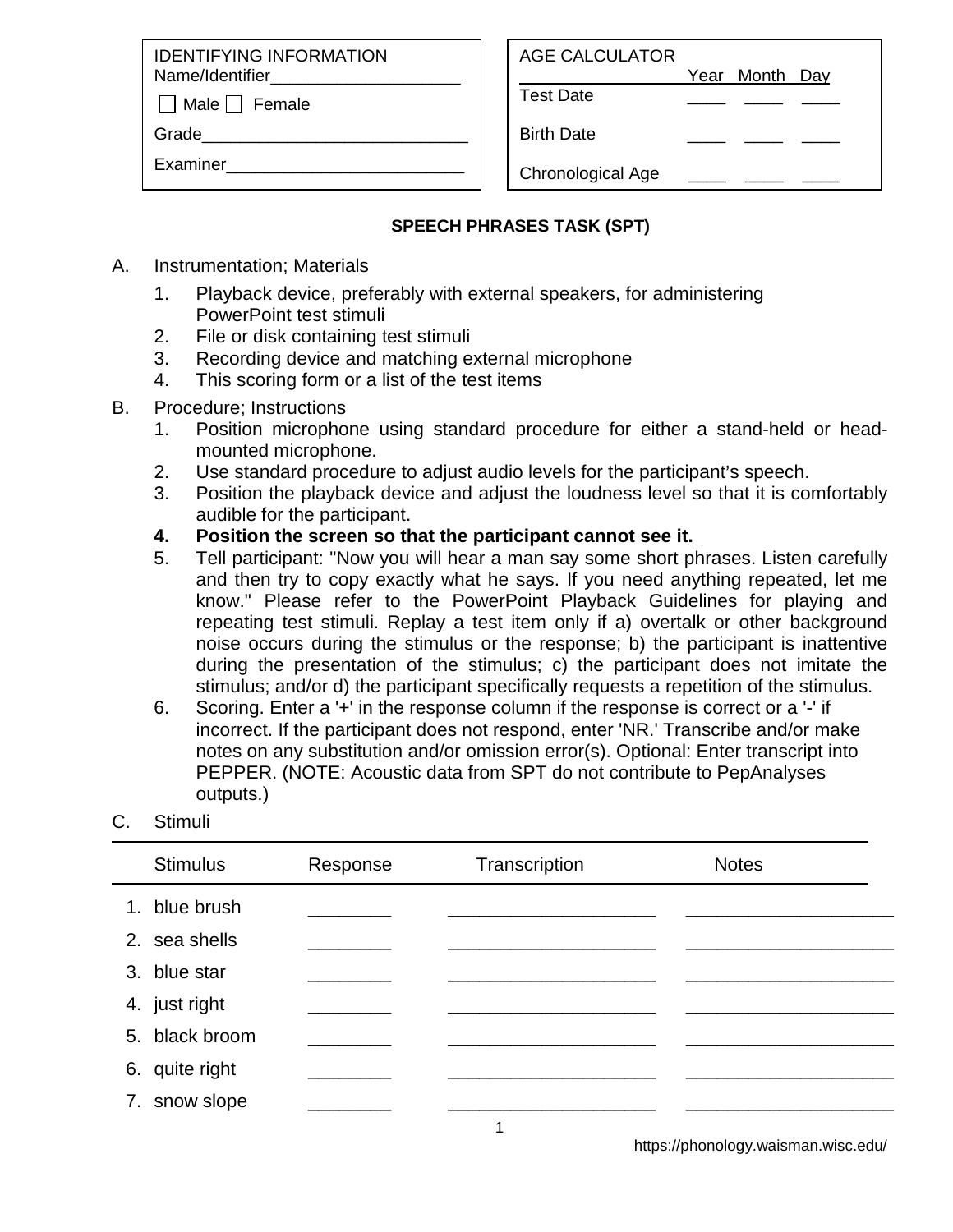| IDENTIFYING INFORMATION |
| --- |
| Name/Identifier____________________ |
| ☐ Male ☐ Female |
| Grade____________________________ |
| Examiner_________________________ |

| AGE CALCULATOR | Year | Month | Day |
| --- | --- | --- | --- |
| Test Date | ____ | ____ | ____ |
| Birth Date | ____ | ____ | ____ |
| Chronological Age | ____ | ____ | ____ |

## SPEECH PHRASES TASK (SPT)

A. Instrumentation; Materials

1. Playback device, preferably with external speakers, for administering PowerPoint test stimuli
2. File or disk containing test stimuli
3. Recording device and matching external microphone
4. This scoring form or a list of the test items

B. Procedure; Instructions

1. Position microphone using standard procedure for either a stand-held or head-mounted microphone.
2. Use standard procedure to adjust audio levels for the participant's speech.
3. Position the playback device and adjust the loudness level so that it is comfortably audible for the participant.
4. **Position the screen so that the participant cannot see it.**
5. Tell participant: "Now you will hear a man say some short phrases. Listen carefully and then try to copy exactly what he says. If you need anything repeated, let me know." Please refer to the PowerPoint Playback Guidelines for playing and repeating test stimuli. Replay a test item only if a) overtalk or other background noise occurs during the stimulus or the response; b) the participant is inattentive during the presentation of the stimulus; c) the participant does not imitate the stimulus; and/or d) the participant specifically requests a repetition of the stimulus.
6. Scoring. Enter a '+' in the response column if the response is correct or a '-' if incorrect. If the participant does not respond, enter 'NR.' Transcribe and/or make notes on any substitution and/or omission error(s). Optional: Enter transcript into PEPPER. (NOTE: Acoustic data from SPT do not contribute to PepAnalyses outputs.)

C. Stimuli

| Stimulus | Response | Transcription | Notes |
| --- | --- | --- | --- |
| 1. blue brush | ________ | ____________________ | ____________________ |
| 2. sea shells | ________ | ____________________ | ____________________ |
| 3. blue star | ________ | ____________________ | ____________________ |
| 4. just right | ________ | ____________________ | ____________________ |
| 5. black broom | ________ | ____________________ | ____________________ |
| 6. quite right | ________ | ____________________ | ____________________ |
| 7. snow slope | ________ | ____________________ | ____________________ |

https://phonology.waisman.wisc.edu/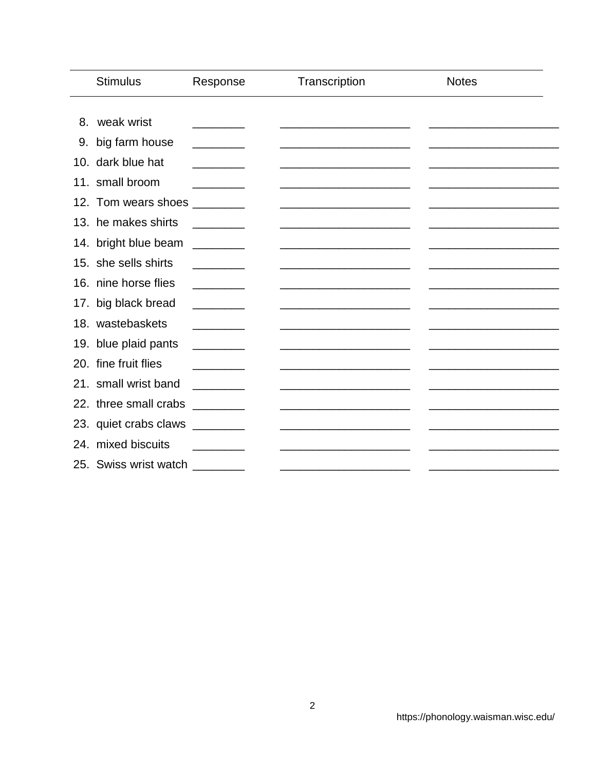| | Stimulus | Response | Transcription | Notes |
|---|---|---|---|---|
| 8. | weak wrist | ________ | ____________________ | ____________________ |
| 9. | big farm house | ________ | ____________________ | ____________________ |
| 10. | dark blue hat | ________ | ____________________ | ____________________ |
| 11. | small broom | ________ | ____________________ | ____________________ |
| 12. | Tom wears shoes | ________ | ____________________ | ____________________ |
| 13. | he makes shirts | ________ | ____________________ | ____________________ |
| 14. | bright blue beam | ________ | ____________________ | ____________________ |
| 15. | she sells shirts | ________ | ____________________ | ____________________ |
| 16. | nine horse flies | ________ | ____________________ | ____________________ |
| 17. | big black bread | ________ | ____________________ | ____________________ |
| 18. | wastebaskets | ________ | ____________________ | ____________________ |
| 19. | blue plaid pants | ________ | ____________________ | ____________________ |
| 20. | fine fruit flies | ________ | ____________________ | ____________________ |
| 21. | small wrist band | ________ | ____________________ | ____________________ |
| 22. | three small crabs | ________ | ____________________ | ____________________ |
| 23. | quiet crabs claws | ________ | ____________________ | ____________________ |
| 24. | mixed biscuits | ________ | ____________________ | ____________________ |
| 25. | Swiss wrist watch | ________ | ____________________ | ____________________ |

https://phonology.waisman.wisc.edu/